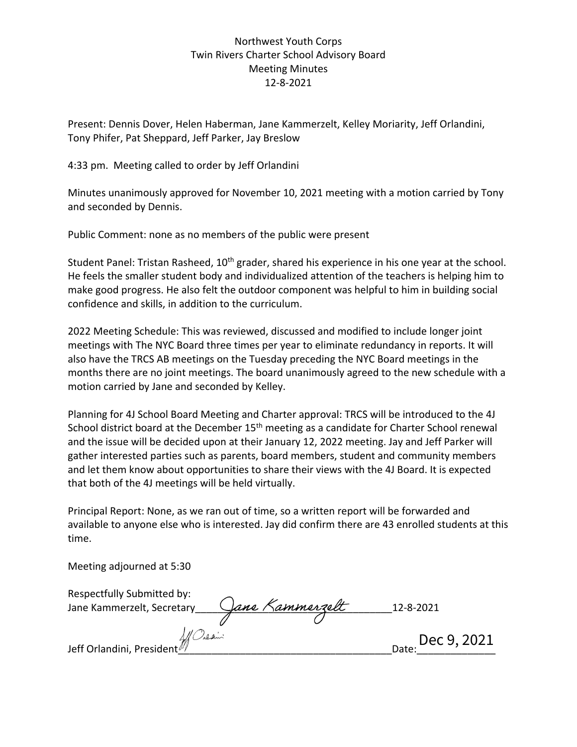Northwest Youth Corps  
Twin Rivers Charter School Advisory Board  
Meeting Minutes  
12-8-2021

Present: Dennis Dover, Helen Haberman, Jane Kammerzelt, Kelley Moriarity, Jeff Orlandini, Tony Phifer, Pat Sheppard, Jeff Parker, Jay Breslow

4:33 pm. Meeting called to order by Jeff Orlandini

Minutes unanimously approved for November 10, 2021 meeting with a motion carried by Tony and seconded by Dennis.

Public Comment: none as no members of the public were present

Student Panel: Tristan Rasheed, 10th grader, shared his experience in his one year at the school. He feels the smaller student body and individualized attention of the teachers is helping him to make good progress. He also felt the outdoor component was helpful to him in building social confidence and skills, in addition to the curriculum.

2022 Meeting Schedule: This was reviewed, discussed and modified to include longer joint meetings with The NYC Board three times per year to eliminate redundancy in reports. It will also have the TRCS AB meetings on the Tuesday preceding the NYC Board meetings in the months there are no joint meetings. The board unanimously agreed to the new schedule with a motion carried by Jane and seconded by Kelley.

Planning for 4J School Board Meeting and Charter approval: TRCS will be introduced to the 4J School district board at the December 15th meeting as a candidate for Charter School renewal and the issue will be decided upon at their January 12, 2022 meeting. Jay and Jeff Parker will gather interested parties such as parents, board members, student and community members and let them know about opportunities to share their views with the 4J Board. It is expected that both of the 4J meetings will be held virtually.

Principal Report: None, as we ran out of time, so a written report will be forwarded and available to anyone else who is interested. Jay did confirm there are 43 enrolled students at this time.

Meeting adjourned at 5:30

Respectfully Submitted by:  
Jane Kammerzelt, Secretary *Jane Kammerzelt* 12-8-2021

Jeff Orlandini, President *Jeff Orlandini* Date: Dec 9, 2021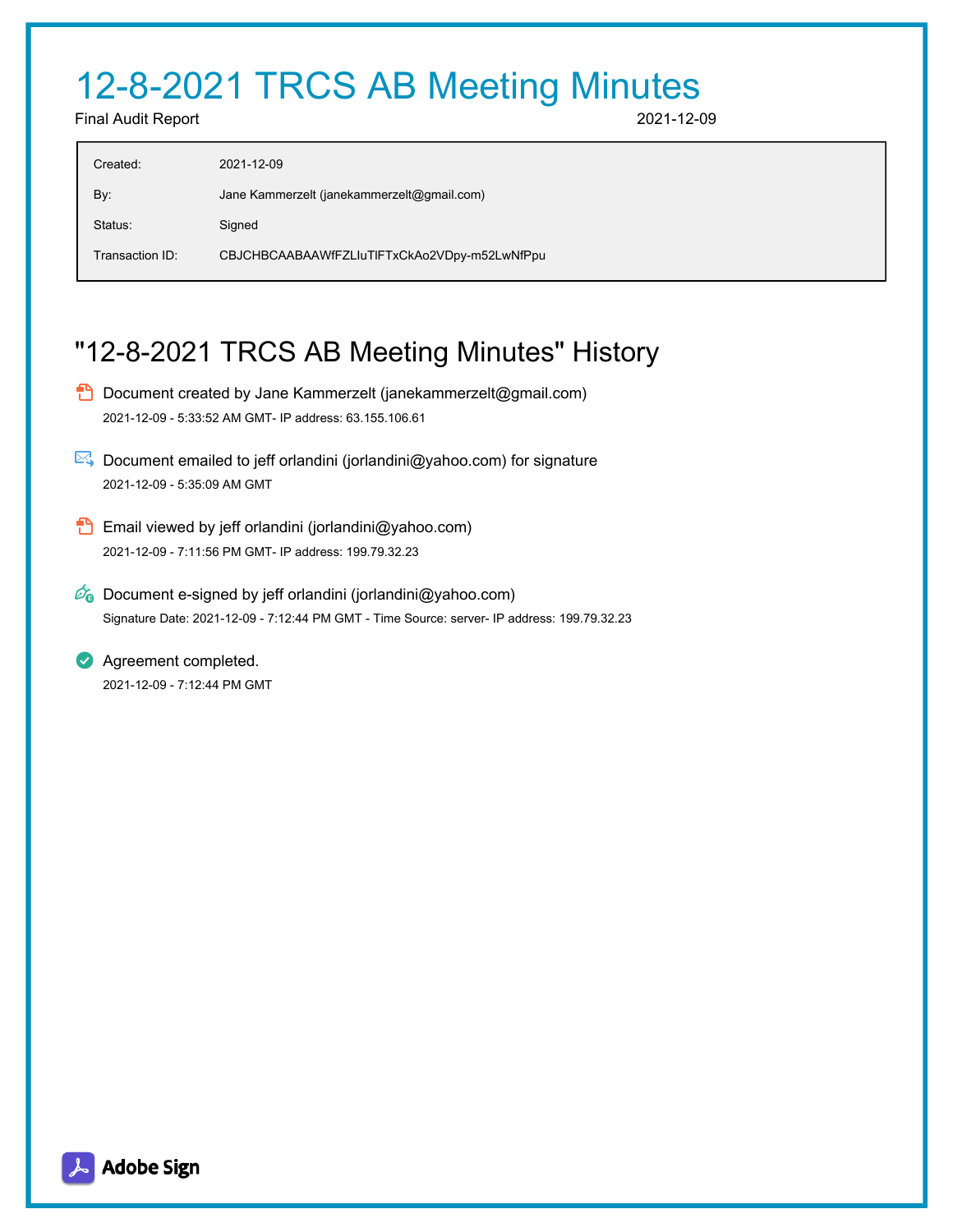# 12-8-2021 TRCS AB Meeting Minutes

Final Audit Report 2021-12-09

| | |
|---|---|
| Created: | 2021-12-09 |
| By: | Jane Kammerzelt (janekammerzelt@gmail.com) |
| Status: | Signed |
| Transaction ID: | CBJCHBCAABAAWfFZLIuTlFTxCkAo2VDpy-m52LwNfPpu |

## "12-8-2021 TRCS AB Meeting Minutes" History

- Document created by Jane Kammerzelt (janekammerzelt@gmail.com)
  2021-12-09 - 5:33:52 AM GMT- IP address: 63.155.106.61

- Document emailed to jeff orlandini (jorlandini@yahoo.com) for signature
  2021-12-09 - 5:35:09 AM GMT

- Email viewed by jeff orlandini (jorlandini@yahoo.com)
  2021-12-09 - 7:11:56 PM GMT- IP address: 199.79.32.23

- Document e-signed by jeff orlandini (jorlandini@yahoo.com)
  Signature Date: 2021-12-09 - 7:12:44 PM GMT - Time Source: server- IP address: 199.79.32.23

- Agreement completed.
  2021-12-09 - 7:12:44 PM GMT

Adobe Sign